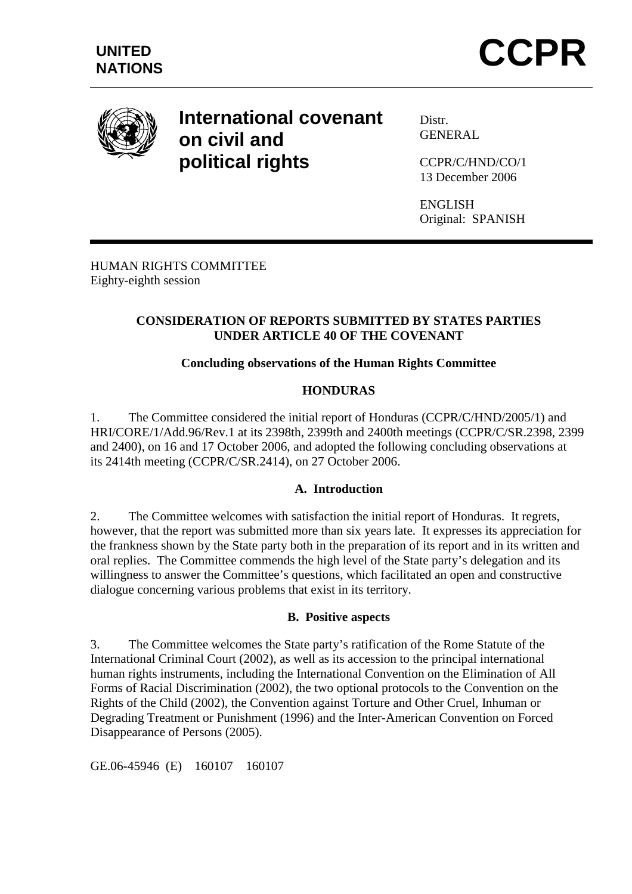UNITED NATIONS

# CCPR

**International covenant on civil and political rights**

Distr.
GENERAL

CCPR/C/HND/CO/1
13 December 2006

ENGLISH
Original: SPANISH

HUMAN RIGHTS COMMITTEE
Eighty-eighth session

**CONSIDERATION OF REPORTS SUBMITTED BY STATES PARTIES UNDER ARTICLE 40 OF THE COVENANT**

**Concluding observations of the Human Rights Committee**

**HONDURAS**

1. The Committee considered the initial report of Honduras (CCPR/C/HND/2005/1) and HRI/CORE/1/Add.96/Rev.1 at its 2398th, 2399th and 2400th meetings (CCPR/C/SR.2398, 2399 and 2400), on 16 and 17 October 2006, and adopted the following concluding observations at its 2414th meeting (CCPR/C/SR.2414), on 27 October 2006.

## A. Introduction

2. The Committee welcomes with satisfaction the initial report of Honduras. It regrets, however, that the report was submitted more than six years late. It expresses its appreciation for the frankness shown by the State party both in the preparation of its report and in its written and oral replies. The Committee commends the high level of the State party's delegation and its willingness to answer the Committee's questions, which facilitated an open and constructive dialogue concerning various problems that exist in its territory.

## B. Positive aspects

3. The Committee welcomes the State party's ratification of the Rome Statute of the International Criminal Court (2002), as well as its accession to the principal international human rights instruments, including the International Convention on the Elimination of All Forms of Racial Discrimination (2002), the two optional protocols to the Convention on the Rights of the Child (2002), the Convention against Torture and Other Cruel, Inhuman or Degrading Treatment or Punishment (1996) and the Inter-American Convention on Forced Disappearance of Persons (2005).

GE.06-45946 (E) 160107 160107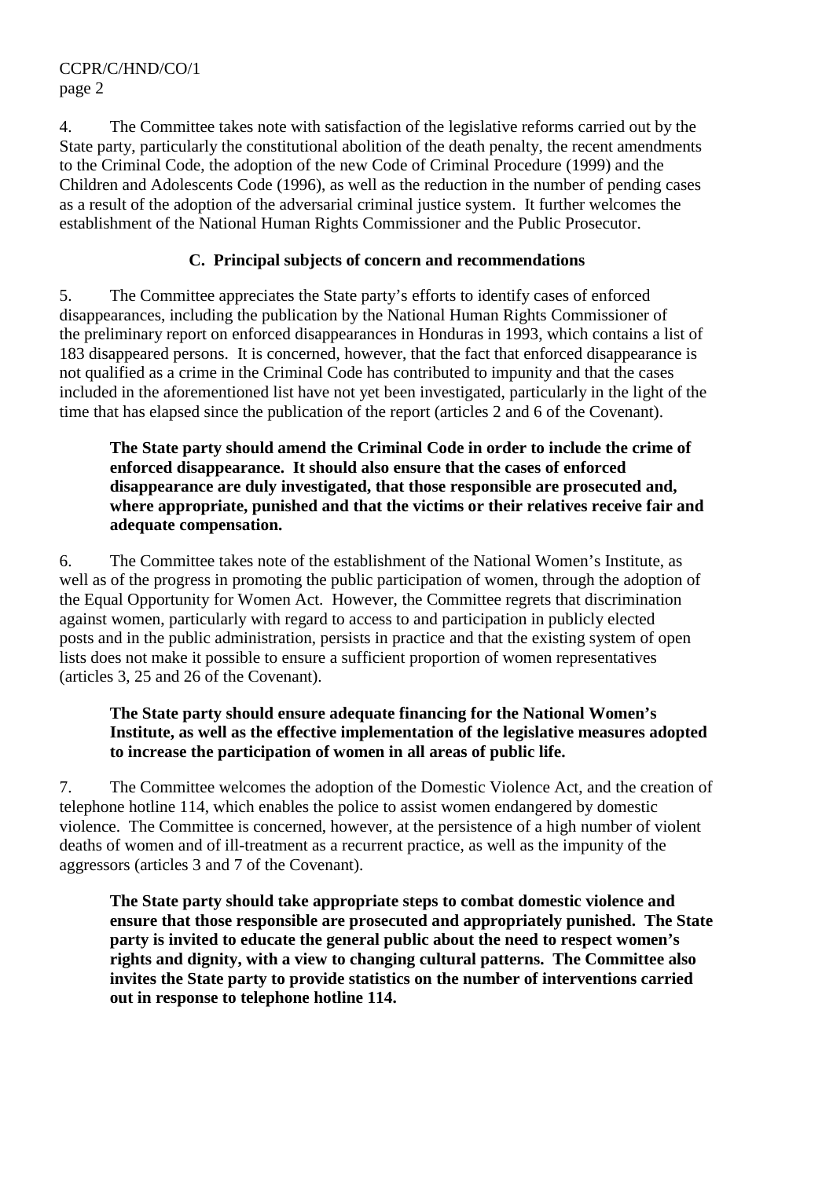4. The Committee takes note with satisfaction of the legislative reforms carried out by the State party, particularly the constitutional abolition of the death penalty, the recent amendments to the Criminal Code, the adoption of the new Code of Criminal Procedure (1999) and the Children and Adolescents Code (1996), as well as the reduction in the number of pending cases as a result of the adoption of the adversarial criminal justice system. It further welcomes the establishment of the National Human Rights Commissioner and the Public Prosecutor.

## C. Principal subjects of concern and recommendations

5. The Committee appreciates the State party's efforts to identify cases of enforced disappearances, including the publication by the National Human Rights Commissioner of the preliminary report on enforced disappearances in Honduras in 1993, which contains a list of 183 disappeared persons. It is concerned, however, that the fact that enforced disappearance is not qualified as a crime in the Criminal Code has contributed to impunity and that the cases included in the aforementioned list have not yet been investigated, particularly in the light of the time that has elapsed since the publication of the report (articles 2 and 6 of the Covenant).

> **The State party should amend the Criminal Code in order to include the crime of enforced disappearance. It should also ensure that the cases of enforced disappearance are duly investigated, that those responsible are prosecuted and, where appropriate, punished and that the victims or their relatives receive fair and adequate compensation.**

6. The Committee takes note of the establishment of the National Women's Institute, as well as of the progress in promoting the public participation of women, through the adoption of the Equal Opportunity for Women Act. However, the Committee regrets that discrimination against women, particularly with regard to access to and participation in publicly elected posts and in the public administration, persists in practice and that the existing system of open lists does not make it possible to ensure a sufficient proportion of women representatives (articles 3, 25 and 26 of the Covenant).

> **The State party should ensure adequate financing for the National Women's Institute, as well as the effective implementation of the legislative measures adopted to increase the participation of women in all areas of public life.**

7. The Committee welcomes the adoption of the Domestic Violence Act, and the creation of telephone hotline 114, which enables the police to assist women endangered by domestic violence. The Committee is concerned, however, at the persistence of a high number of violent deaths of women and of ill-treatment as a recurrent practice, as well as the impunity of the aggressors (articles 3 and 7 of the Covenant).

> **The State party should take appropriate steps to combat domestic violence and ensure that those responsible are prosecuted and appropriately punished. The State party is invited to educate the general public about the need to respect women's rights and dignity, with a view to changing cultural patterns. The Committee also invites the State party to provide statistics on the number of interventions carried out in response to telephone hotline 114.**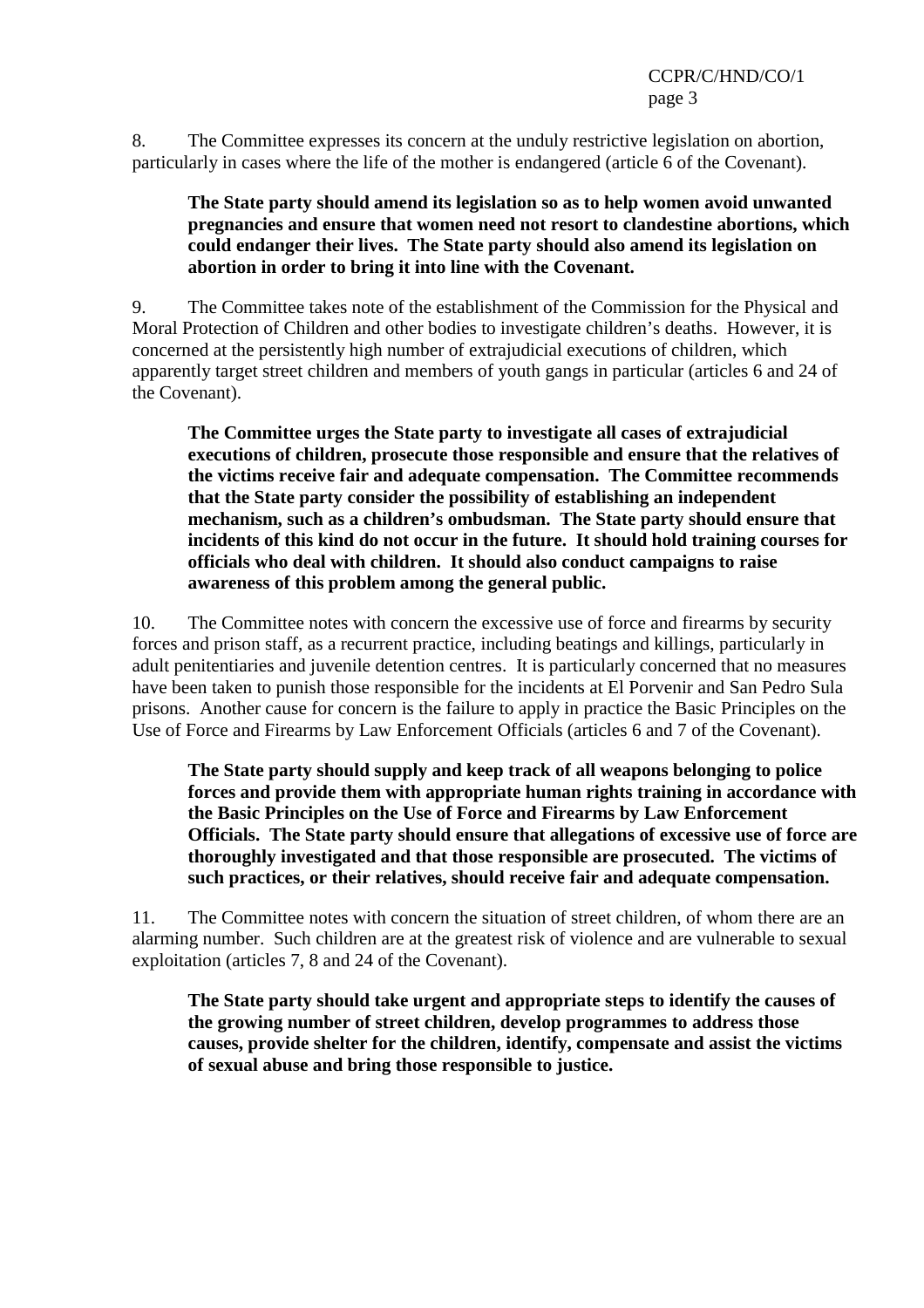8. The Committee expresses its concern at the unduly restrictive legislation on abortion, particularly in cases where the life of the mother is endangered (article 6 of the Covenant).

**The State party should amend its legislation so as to help women avoid unwanted pregnancies and ensure that women need not resort to clandestine abortions, which could endanger their lives. The State party should also amend its legislation on abortion in order to bring it into line with the Covenant.**

9. The Committee takes note of the establishment of the Commission for the Physical and Moral Protection of Children and other bodies to investigate children's deaths. However, it is concerned at the persistently high number of extrajudicial executions of children, which apparently target street children and members of youth gangs in particular (articles 6 and 24 of the Covenant).

**The Committee urges the State party to investigate all cases of extrajudicial executions of children, prosecute those responsible and ensure that the relatives of the victims receive fair and adequate compensation. The Committee recommends that the State party consider the possibility of establishing an independent mechanism, such as a children's ombudsman. The State party should ensure that incidents of this kind do not occur in the future. It should hold training courses for officials who deal with children. It should also conduct campaigns to raise awareness of this problem among the general public.**

10. The Committee notes with concern the excessive use of force and firearms by security forces and prison staff, as a recurrent practice, including beatings and killings, particularly in adult penitentiaries and juvenile detention centres. It is particularly concerned that no measures have been taken to punish those responsible for the incidents at El Porvenir and San Pedro Sula prisons. Another cause for concern is the failure to apply in practice the Basic Principles on the Use of Force and Firearms by Law Enforcement Officials (articles 6 and 7 of the Covenant).

**The State party should supply and keep track of all weapons belonging to police forces and provide them with appropriate human rights training in accordance with the Basic Principles on the Use of Force and Firearms by Law Enforcement Officials. The State party should ensure that allegations of excessive use of force are thoroughly investigated and that those responsible are prosecuted. The victims of such practices, or their relatives, should receive fair and adequate compensation.**

11. The Committee notes with concern the situation of street children, of whom there are an alarming number. Such children are at the greatest risk of violence and are vulnerable to sexual exploitation (articles 7, 8 and 24 of the Covenant).

**The State party should take urgent and appropriate steps to identify the causes of the growing number of street children, develop programmes to address those causes, provide shelter for the children, identify, compensate and assist the victims of sexual abuse and bring those responsible to justice.**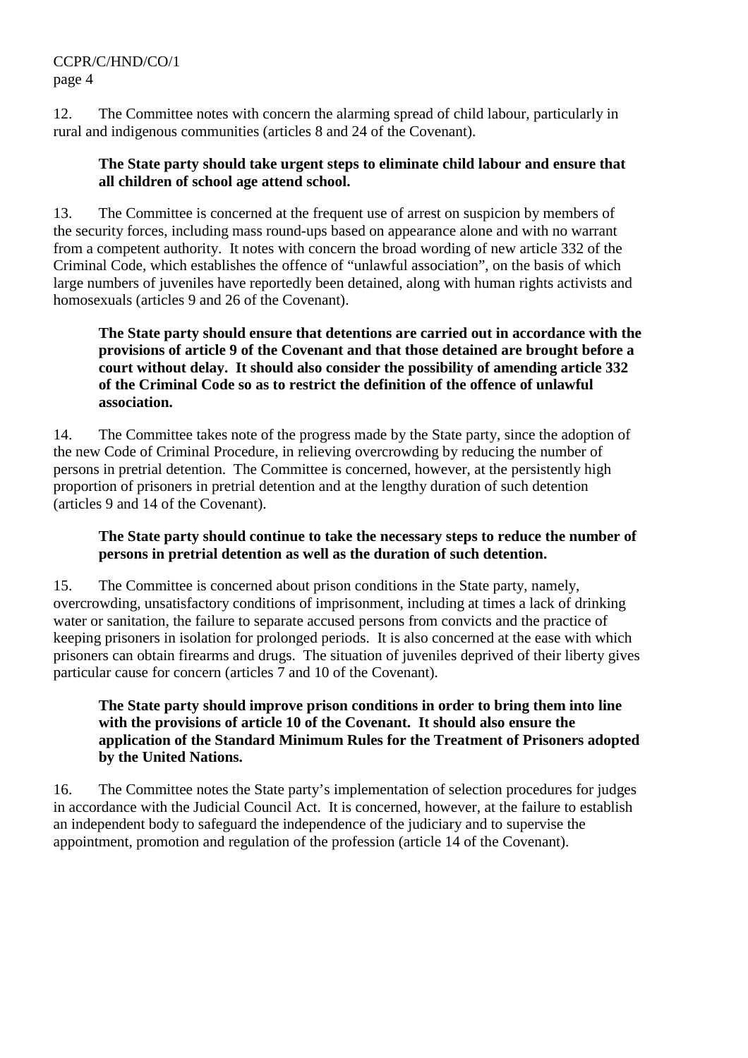12. The Committee notes with concern the alarming spread of child labour, particularly in rural and indigenous communities (articles 8 and 24 of the Covenant).

> **The State party should take urgent steps to eliminate child labour and ensure that all children of school age attend school.**

13. The Committee is concerned at the frequent use of arrest on suspicion by members of the security forces, including mass round-ups based on appearance alone and with no warrant from a competent authority. It notes with concern the broad wording of new article 332 of the Criminal Code, which establishes the offence of "unlawful association", on the basis of which large numbers of juveniles have reportedly been detained, along with human rights activists and homosexuals (articles 9 and 26 of the Covenant).

> **The State party should ensure that detentions are carried out in accordance with the provisions of article 9 of the Covenant and that those detained are brought before a court without delay. It should also consider the possibility of amending article 332 of the Criminal Code so as to restrict the definition of the offence of unlawful association.**

14. The Committee takes note of the progress made by the State party, since the adoption of the new Code of Criminal Procedure, in relieving overcrowding by reducing the number of persons in pretrial detention. The Committee is concerned, however, at the persistently high proportion of prisoners in pretrial detention and at the lengthy duration of such detention (articles 9 and 14 of the Covenant).

> **The State party should continue to take the necessary steps to reduce the number of persons in pretrial detention as well as the duration of such detention.**

15. The Committee is concerned about prison conditions in the State party, namely, overcrowding, unsatisfactory conditions of imprisonment, including at times a lack of drinking water or sanitation, the failure to separate accused persons from convicts and the practice of keeping prisoners in isolation for prolonged periods. It is also concerned at the ease with which prisoners can obtain firearms and drugs. The situation of juveniles deprived of their liberty gives particular cause for concern (articles 7 and 10 of the Covenant).

> **The State party should improve prison conditions in order to bring them into line with the provisions of article 10 of the Covenant. It should also ensure the application of the Standard Minimum Rules for the Treatment of Prisoners adopted by the United Nations.**

16. The Committee notes the State party's implementation of selection procedures for judges in accordance with the Judicial Council Act. It is concerned, however, at the failure to establish an independent body to safeguard the independence of the judiciary and to supervise the appointment, promotion and regulation of the profession (article 14 of the Covenant).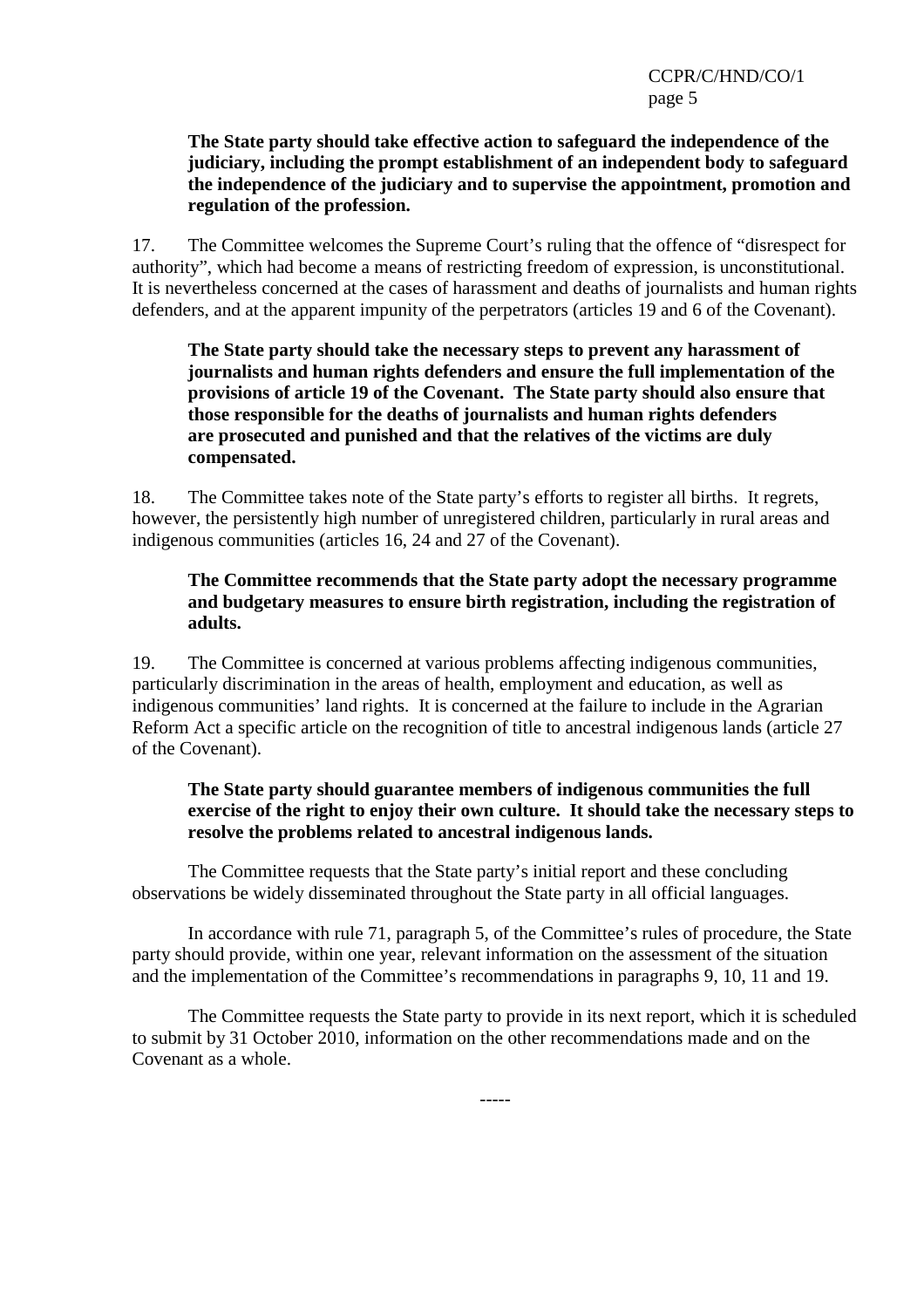**The State party should take effective action to safeguard the independence of the judiciary, including the prompt establishment of an independent body to safeguard the independence of the judiciary and to supervise the appointment, promotion and regulation of the profession.**

17. The Committee welcomes the Supreme Court's ruling that the offence of "disrespect for authority", which had become a means of restricting freedom of expression, is unconstitutional. It is nevertheless concerned at the cases of harassment and deaths of journalists and human rights defenders, and at the apparent impunity of the perpetrators (articles 19 and 6 of the Covenant).

**The State party should take the necessary steps to prevent any harassment of journalists and human rights defenders and ensure the full implementation of the provisions of article 19 of the Covenant. The State party should also ensure that those responsible for the deaths of journalists and human rights defenders are prosecuted and punished and that the relatives of the victims are duly compensated.**

18. The Committee takes note of the State party's efforts to register all births. It regrets, however, the persistently high number of unregistered children, particularly in rural areas and indigenous communities (articles 16, 24 and 27 of the Covenant).

**The Committee recommends that the State party adopt the necessary programme and budgetary measures to ensure birth registration, including the registration of adults.**

19. The Committee is concerned at various problems affecting indigenous communities, particularly discrimination in the areas of health, employment and education, as well as indigenous communities' land rights. It is concerned at the failure to include in the Agrarian Reform Act a specific article on the recognition of title to ancestral indigenous lands (article 27 of the Covenant).

**The State party should guarantee members of indigenous communities the full exercise of the right to enjoy their own culture. It should take the necessary steps to resolve the problems related to ancestral indigenous lands.**

The Committee requests that the State party's initial report and these concluding observations be widely disseminated throughout the State party in all official languages.

In accordance with rule 71, paragraph 5, of the Committee's rules of procedure, the State party should provide, within one year, relevant information on the assessment of the situation and the implementation of the Committee's recommendations in paragraphs 9, 10, 11 and 19.

The Committee requests the State party to provide in its next report, which it is scheduled to submit by 31 October 2010, information on the other recommendations made and on the Covenant as a whole.

-----